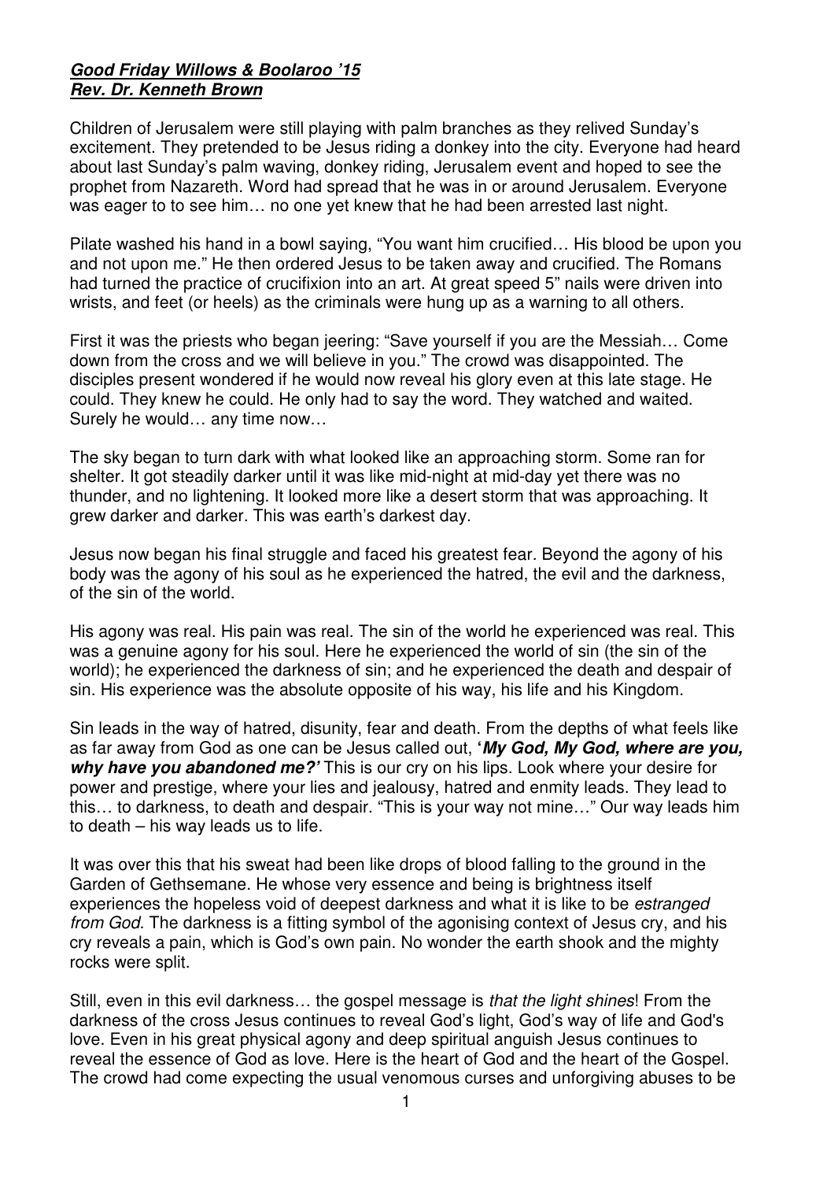***Good Friday Willows & Boolaroo '15***
***Rev. Dr. Kenneth Brown***

Children of Jerusalem were still playing with palm branches as they relived Sunday's excitement. They pretended to be Jesus riding a donkey into the city. Everyone had heard about last Sunday's palm waving, donkey riding, Jerusalem event and hoped to see the prophet from Nazareth. Word had spread that he was in or around Jerusalem. Everyone was eager to to see him… no one yet knew that he had been arrested last night.

Pilate washed his hand in a bowl saying, "You want him crucified… His blood be upon you and not upon me." He then ordered Jesus to be taken away and crucified. The Romans had turned the practice of crucifixion into an art. At great speed 5" nails were driven into wrists, and feet (or heels) as the criminals were hung up as a warning to all others.

First it was the priests who began jeering: "Save yourself if you are the Messiah… Come down from the cross and we will believe in you." The crowd was disappointed. The disciples present wondered if he would now reveal his glory even at this late stage. He could. They knew he could. He only had to say the word. They watched and waited. Surely he would… any time now…

The sky began to turn dark with what looked like an approaching storm. Some ran for shelter. It got steadily darker until it was like mid-night at mid-day yet there was no thunder, and no lightening. It looked more like a desert storm that was approaching. It grew darker and darker. This was earth's darkest day.

Jesus now began his final struggle and faced his greatest fear. Beyond the agony of his body was the agony of his soul as he experienced the hatred, the evil and the darkness, of the sin of the world.

His agony was real. His pain was real. The sin of the world he experienced was real. This was a genuine agony for his soul. Here he experienced the world of sin (the sin of the world); he experienced the darkness of sin; and he experienced the death and despair of sin. His experience was the absolute opposite of his way, his life and his Kingdom.

Sin leads in the way of hatred, disunity, fear and death. From the depths of what feels like as far away from God as one can be Jesus called out, **'*My God, My God, where are you, why have you abandoned me?'*** This is our cry on his lips. Look where your desire for power and prestige, where your lies and jealousy, hatred and enmity leads. They lead to this… to darkness, to death and despair. "This is your way not mine…" Our way leads him to death – his way leads us to life.

It was over this that his sweat had been like drops of blood falling to the ground in the Garden of Gethsemane. He whose very essence and being is brightness itself experiences the hopeless void of deepest darkness and what it is like to be *estranged from God*. The darkness is a fitting symbol of the agonising context of Jesus cry, and his cry reveals a pain, which is God's own pain. No wonder the earth shook and the mighty rocks were split.

Still, even in this evil darkness… the gospel message is *that the light shines*! From the darkness of the cross Jesus continues to reveal God's light, God's way of life and God's love. Even in his great physical agony and deep spiritual anguish Jesus continues to reveal the essence of God as love. Here is the heart of God and the heart of the Gospel. The crowd had come expecting the usual venomous curses and unforgiving abuses to be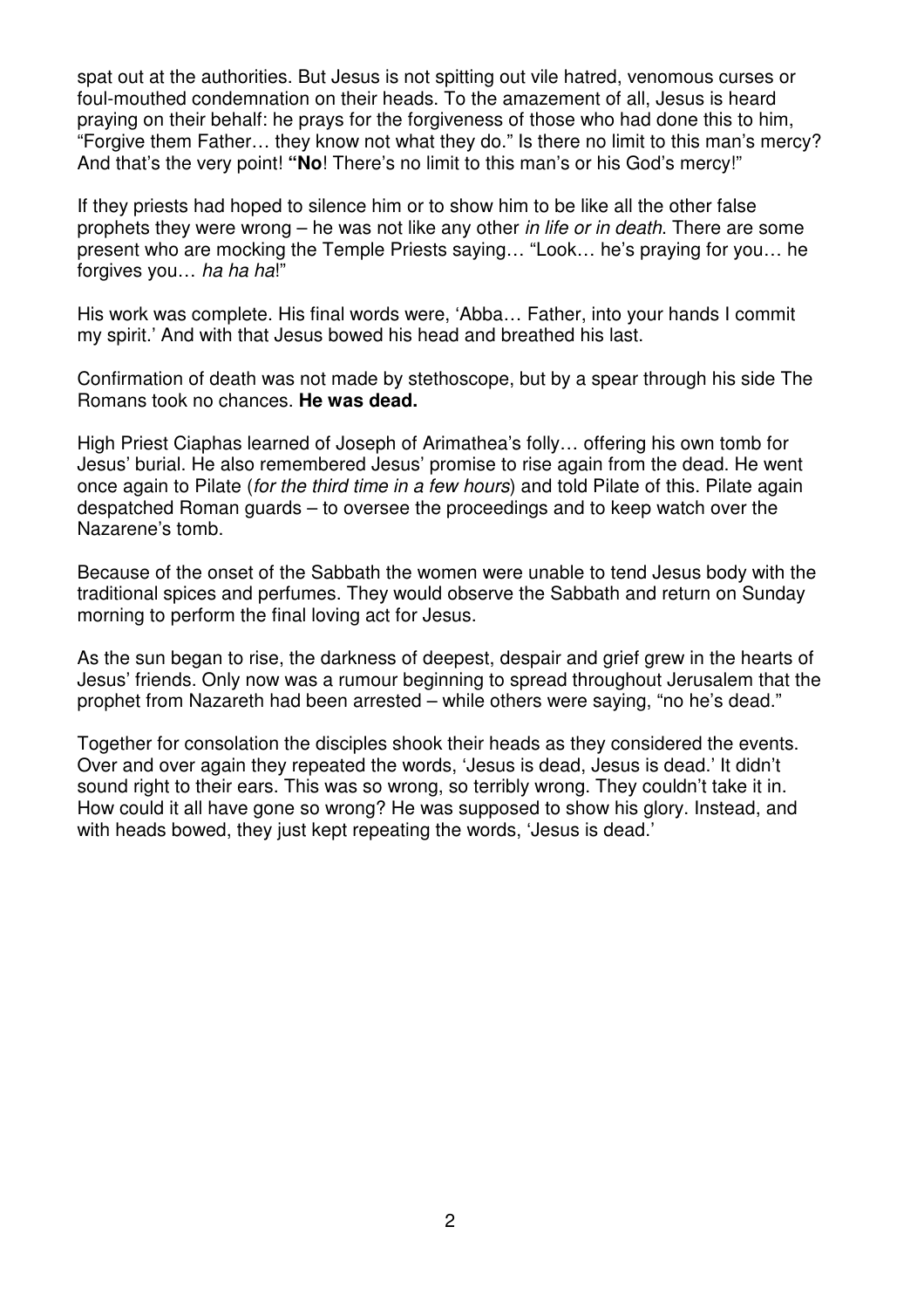spat out at the authorities. But Jesus is not spitting out vile hatred, venomous curses or foul-mouthed condemnation on their heads. To the amazement of all, Jesus is heard praying on their behalf: he prays for the forgiveness of those who had done this to him, "Forgive them Father… they know not what they do." Is there no limit to this man's mercy? And that's the very point! **"No**! There's no limit to this man's or his God's mercy!"

If they priests had hoped to silence him or to show him to be like all the other false prophets they were wrong – he was not like any other *in life or in death*. There are some present who are mocking the Temple Priests saying… "Look… he's praying for you… he forgives you… *ha ha ha*!"

His work was complete. His final words were, 'Abba… Father, into your hands I commit my spirit.' And with that Jesus bowed his head and breathed his last.

Confirmation of death was not made by stethoscope, but by a spear through his side The Romans took no chances. **He was dead.**

High Priest Ciaphas learned of Joseph of Arimathea's folly… offering his own tomb for Jesus' burial. He also remembered Jesus' promise to rise again from the dead. He went once again to Pilate (*for the third time in a few hours*) and told Pilate of this. Pilate again despatched Roman guards – to oversee the proceedings and to keep watch over the Nazarene's tomb.

Because of the onset of the Sabbath the women were unable to tend Jesus body with the traditional spices and perfumes. They would observe the Sabbath and return on Sunday morning to perform the final loving act for Jesus.

As the sun began to rise, the darkness of deepest, despair and grief grew in the hearts of Jesus' friends. Only now was a rumour beginning to spread throughout Jerusalem that the prophet from Nazareth had been arrested – while others were saying, "no he's dead."

Together for consolation the disciples shook their heads as they considered the events. Over and over again they repeated the words, 'Jesus is dead, Jesus is dead.' It didn't sound right to their ears. This was so wrong, so terribly wrong. They couldn't take it in. How could it all have gone so wrong? He was supposed to show his glory. Instead, and with heads bowed, they just kept repeating the words, 'Jesus is dead.'